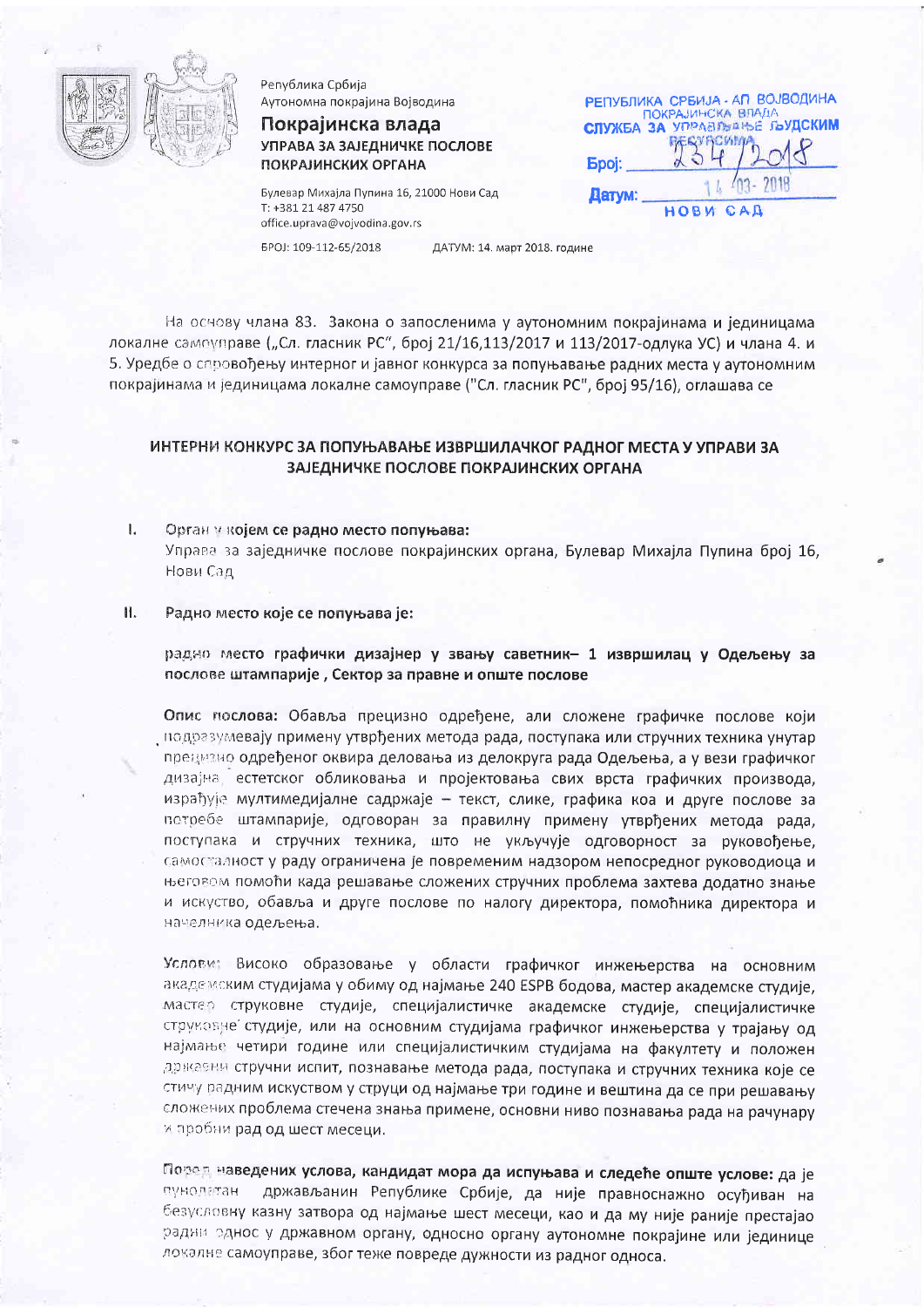Република Србија
Аутономна покрајина Војводина

**Покрајинска влада**
**УПРАВА ЗА ЗАЈЕДНИЧКЕ ПОСЛОВЕ ПОКРАЈИНСКИХ ОРГАНА**

Булевар Михајла Пупина 16, 21000 Нови Сад
Т: +381 21 487 4750
office.uprava@vojvodina.gov.rs

БРОЈ: 109-112-65/2018 ДАТУМ: 14. март 2018. године

РЕПУБЛИКА СРБИЈА - АП ВОЈВОДИНА
ПОКРАЈИНСКА ВЛАДА
СЛУЖБА ЗА УПРАВЉАЊЕ ЉУДСКИМ РЕСУРСИМА
Број: 234/2018
Датум: 14-03-2018
НОВИ САД

На основу члана 83. Закона о запосленима у аутономним покрајинама и јединицама локалне самоуправе („Сл. гласник РС", број 21/16,113/2017 и 113/2017-одлука УС) и члана 4. и 5. Уредбе о спровођењу интерног и јавног конкурса за попуњавање радних места у аутономним покрајинама и јединицама локалне самоуправе ("Сл. гласник РС", број 95/16), оглашава се

## ИНТЕРНИ КОНКУРС ЗА ПОПУЊАВАЊЕ ИЗВРШИЛАЧКОГ РАДНОГ МЕСТА У УПРАВИ ЗА ЗАЈЕДНИЧКЕ ПОСЛОВЕ ПОКРАЈИНСКИХ ОРГАНА

I. Орган у којем се радно место попуњава:
Управа за заједничке послове покрајинских органа, Булевар Михајла Пупина број 16, Нови Сад

II. Радно место које се попуњава је:

**радно место графички дизајнер у звању саветник– 1 извршилац у Одељењу за послове штампарије , Сектор за правне и опште послове**

**Опис послова:** Обавља прецизно одређене, али сложене графичке послове који подразумевају примену утврђених метода рада, поступака или стручних техника унутар прецизно одређеног оквира деловања из делокруга рада Одељења, а у вези графичког дизајна, естетског обликовања и пројектовања свих врста графичких производа, израђује мултимедијалне садржаје – текст, слике, графика коа и друге послове за потребе штампарије, одговоран за правилну примену утврђених метода рада, поступака и стручних техника, што не укључује одговорност за руковођење, самосталност у раду ограничена је повременим надзором непосредног руководиоца и његовом помоћи када решавање сложених стручних проблема захтева додатно знање и искуство, обавља и друге послове по налогу директора, помоћника директора и начелника одељења.

**Услови:** Високо образовање у области графичког инжењерства на основним академским студијама у обиму од најмање 240 ESPB бодова, мастер академске студије, мастер струковне студије, специјалистичке академске студије, специјалистичке струковне студије, или на основним студијама графичког инжењерства у трајању од најмање четири године или специјалистичким студијама на факултету и положен државни стручни испит, познавање метода рада, поступака и стручних техника које се стичу радним искуством у струци од најмање три године и вештина да се при решавању сложених проблема стечена знања примене, основни ниво познавања рада на рачунару и пробни рад од шест месеци.

**Поред наведених услова, кандидат мора да испуњава и следеће опште услове:** да је пунолетан држављанин Републике Србије, да није правноснажно осуђиван на безусловну казну затвора од најмање шест месеци, као и да му није раније престајао радни однос у државном органу, односно органу аутономне покрајине или јединице локалне самоуправе, због теже повреде дужности из радног односа.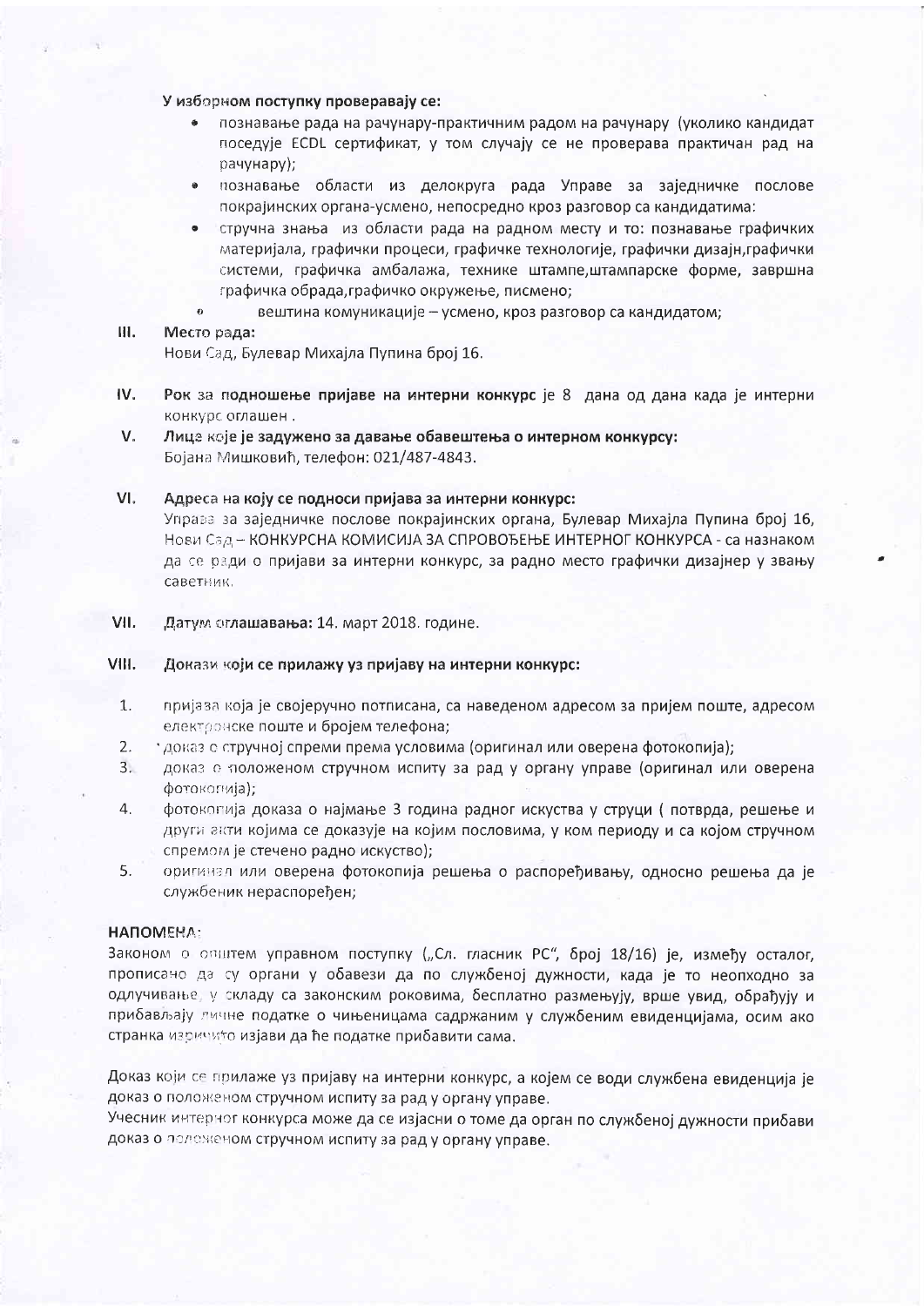**У изборном поступку проверавају се:**

- познавање рада на рачунару-практичним радом на рачунару (уколико кандидат поседује ECDL сертификат, у том случају се не проверава практичан рад на рачунару);
- познавање области из делокруга рада Управе за заједничке послове покрајинских органа-усмено, непосредно кроз разговор са кандидатима:
- стручна знања из области рада на радном месту и то: познавање графичких материјала, графички процеси, графичке технологије, графички дизајн,графички системи, графичка амбалажа, технике штампе,штампарске форме, завршна графичка обрада,графичко окружење, писмено;
- вештина комуникације – усмено, кроз разговор са кандидатом;

**III. Место рада:**
Нови Сад, Булевар Михајла Пупина број 16.

**IV. Рок за подношење пријаве на интерни конкурс** је 8 дана од дана када је интерни конкурс оглашен .

**V. Лице које је задужено за давање обавештења о интерном конкурсу:**
Бојана Мишковић, телефон: 021/487-4843.

**VI. Адреса на коју се подноси пријава за интерни конкурс:**
Управа за заједничке послове покрајинских органа, Булевар Михајла Пупина број 16, Нови Сад – КОНКУРСНА КОМИСИЈА ЗА СПРОВОЂЕЊЕ ИНТЕРНОГ КОНКУРСА - са назнаком да се ради о пријави за интерни конкурс, за радно место графички дизајнер у звању саветник.

**VII. Датум оглашавања:** 14. март 2018. године.

**VIII. Докази који се прилажу уз пријаву на интерни конкурс:**

1. пријава која је својеручно потписана, са наведеном адресом за пријем поште, адресом електронске поште и бројем телефона;
2. доказ о стручној спреми према условима (оригинал или оверена фотокопија);
3. доказ о положеном стручном испиту за рад у органу управе (оригинал или оверена фотокопија);
4. фотокопија доказа о најмање 3 година радног искуства у струци ( потврда, решење и други акти којима се доказује на којим пословима, у ком периоду и са којом стручном спремом је стечено радно искуство);
5. оригинал или оверена фотокопија решења о распоређивању, односно решења да је службеник нераспоређен;

**НАПОМЕНА:**
Законом о општем управном поступку („Сл. гласник РС", број 18/16) је, између осталог, прописано да су органи у обавези да по службеној дужности, када је то неопходно за одлучивање, у складу са законским роковима, бесплатно размењују, врше увид, обрађују и прибављају личне податке о чињеницама садржаним у службеним евиденцијама, осим ако странка изричито изјави да ће податке прибавити сама.

Доказ који се прилаже уз пријаву на интерни конкурс, а којем се води службена евиденција је доказ о положеном стручном испиту за рад у органу управе.
Учесник интерног конкурса може да се изјасни о томе да орган по службеној дужности прибави доказ о положеном стручном испиту за рад у органу управе.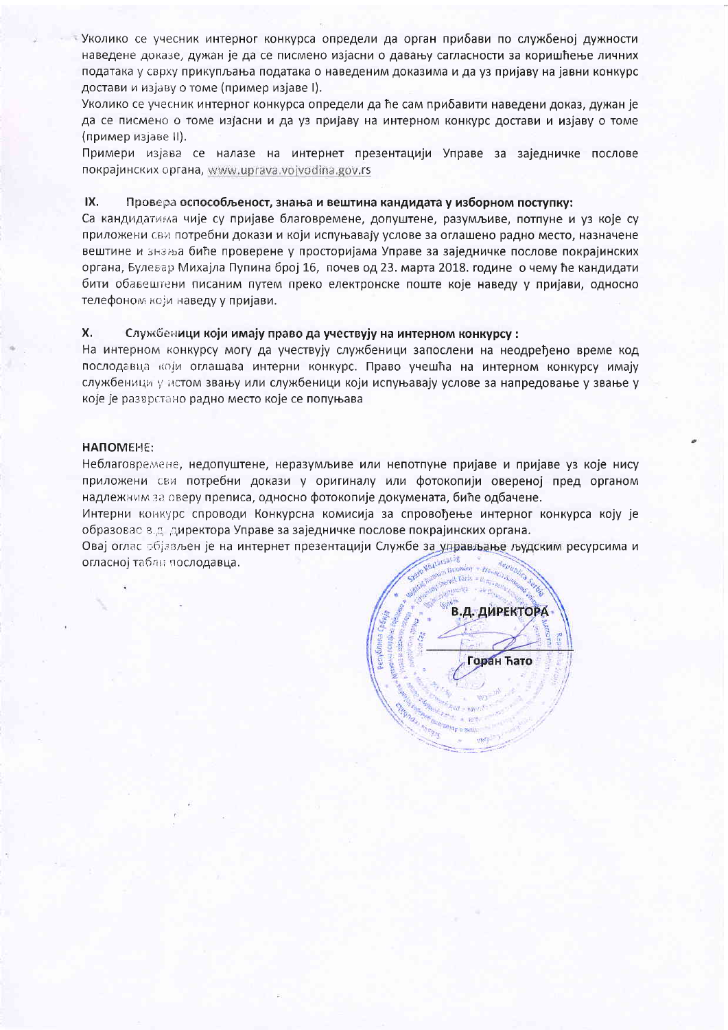Уколико се учесник интерног конкурса определи да орган прибави по службеној дужности наведене доказе, дужан је да се писмено изјасни о давању сагласности за коришћење личних података у сврху прикупљања података о наведеним доказима и да уз пријаву на јавни конкурс достави и изјаву о томе (пример изјаве I).

Уколико се учесник интерног конкурса определи да ће сам прибавити наведени доказ, дужан је да се писмено о томе изјасни и да уз пријаву на интерном конкурс достави и изјаву о томе (пример изјаве II).

Примери изјава се налазе на интернет презентацији Управе за заједничке послове покрајинских органа, www.uprava.vojvodina.gov.rs

## IX. Провера оспособљеност, знања и вештина кандидата у изборном поступку:

Са кандидатима чије су пријаве благовремене, допуштене, разумљиве, потпуне и уз које су приложени сви потребни докази и који испуњавају услове за оглашено радно место, назначене вештине и знања биће проверене у просторијама Управе за заједничке послове покрајинских органа, Булевар Михајла Пупина број 16, почев од 23. марта 2018. године о чему ће кандидати бити обавештени писаним путем преко електронске поште које наведу у пријави, односно телефоном који наведу у пријави.

## X. Службеници који имају право да учествују на интерном конкурсу :

На интерном конкурсу могу да учествују службеници запослени на неодређено време код послодавца који оглашава интерни конкурс. Право учешћа на интерном конкурсу имају службеници у истом звању или службеници који испуњавају услове за напредовање у звање у које је разврстано радно место које се попуњава

**НАПОМЕНЕ:**

Неблаговремене, недопуштене, неразумљиве или непотпуне пријаве и пријаве уз које нису приложени сви потребни докази у оригиналу или фотокопији овереној пред органом надлежним за оверу преписа, односно фотокопије докумената, биће одбачене.

Интерни конкурс спроводи Конкурсна комисија за спровођење интерног конкурса коју је образовао в.д. директора Управе за заједничке послове покрајинских органа.

Овај оглас објављен је на интернет презентацији Службе за управљање људским ресурсима и огласној табли послодавца.

**В.Д. ДИРЕКТОРА**

Горан Ћато